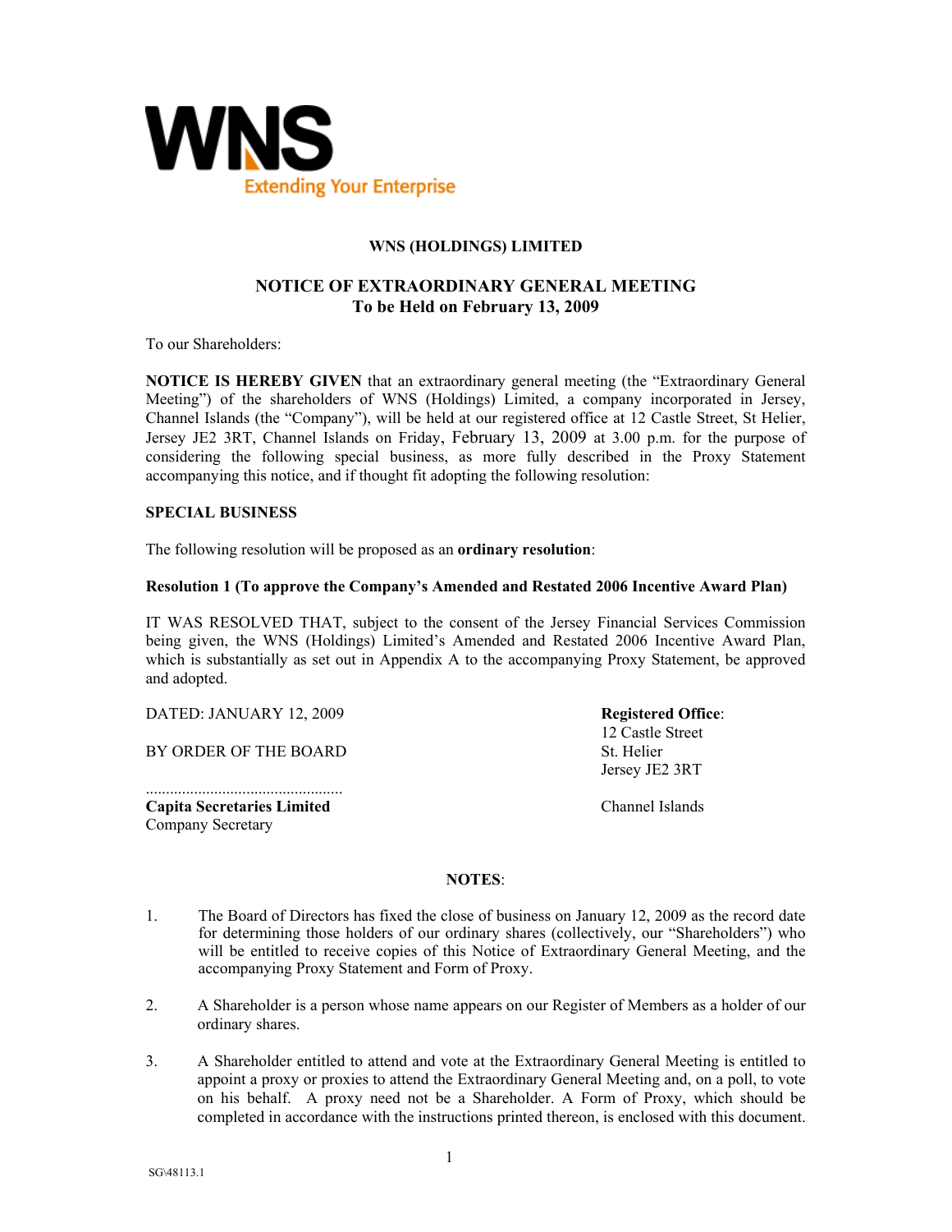WNS

Extending Your Enterprise

# WNS (HOLDINGS) LIMITED

## NOTICE OF EXTRAORDINARY GENERAL MEETING
## To be Held on February 13, 2009

To our Shareholders:

**NOTICE IS HEREBY GIVEN** that an extraordinary general meeting (the "Extraordinary General Meeting") of the shareholders of WNS (Holdings) Limited, a company incorporated in Jersey, Channel Islands (the "Company"), will be held at our registered office at 12 Castle Street, St Helier, Jersey JE2 3RT, Channel Islands on Friday, February 13, 2009 at 3.00 p.m. for the purpose of considering the following special business, as more fully described in the Proxy Statement accompanying this notice, and if thought fit adopting the following resolution:

**SPECIAL BUSINESS**

The following resolution will be proposed as an **ordinary resolution**:

**Resolution 1 (To approve the Company's Amended and Restated 2006 Incentive Award Plan)**

IT WAS RESOLVED THAT, subject to the consent of the Jersey Financial Services Commission being given, the WNS (Holdings) Limited's Amended and Restated 2006 Incentive Award Plan, which is substantially as set out in Appendix A to the accompanying Proxy Statement, be approved and adopted.

DATED: JANUARY 12, 2009

BY ORDER OF THE BOARD

................................................
**Capita Secretaries Limited**
Company Secretary

**Registered Office**:
12 Castle Street
St. Helier
Jersey JE2 3RT

Channel Islands

**NOTES**:

1. The Board of Directors has fixed the close of business on January 12, 2009 as the record date for determining those holders of our ordinary shares (collectively, our "Shareholders") who will be entitled to receive copies of this Notice of Extraordinary General Meeting, and the accompanying Proxy Statement and Form of Proxy.

2. A Shareholder is a person whose name appears on our Register of Members as a holder of our ordinary shares.

3. A Shareholder entitled to attend and vote at the Extraordinary General Meeting is entitled to appoint a proxy or proxies to attend the Extraordinary General Meeting and, on a poll, to vote on his behalf. A proxy need not be a Shareholder. A Form of Proxy, which should be completed in accordance with the instructions printed thereon, is enclosed with this document.

SG\48113.1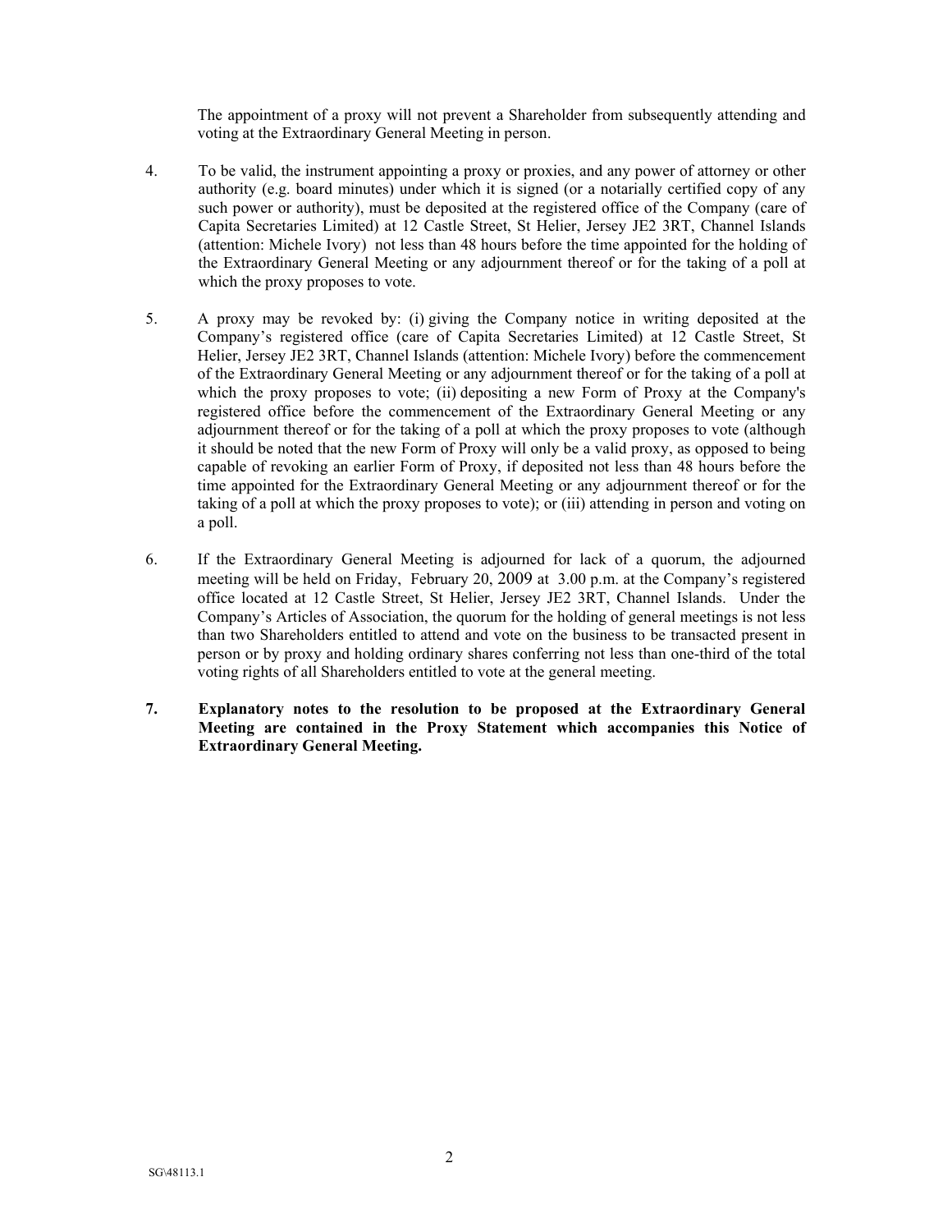The appointment of a proxy will not prevent a Shareholder from subsequently attending and voting at the Extraordinary General Meeting in person.

4. To be valid, the instrument appointing a proxy or proxies, and any power of attorney or other authority (e.g. board minutes) under which it is signed (or a notarially certified copy of any such power or authority), must be deposited at the registered office of the Company (care of Capita Secretaries Limited) at 12 Castle Street, St Helier, Jersey JE2 3RT, Channel Islands (attention: Michele Ivory) not less than 48 hours before the time appointed for the holding of the Extraordinary General Meeting or any adjournment thereof or for the taking of a poll at which the proxy proposes to vote.

5. A proxy may be revoked by: (i) giving the Company notice in writing deposited at the Company's registered office (care of Capita Secretaries Limited) at 12 Castle Street, St Helier, Jersey JE2 3RT, Channel Islands (attention: Michele Ivory) before the commencement of the Extraordinary General Meeting or any adjournment thereof or for the taking of a poll at which the proxy proposes to vote; (ii) depositing a new Form of Proxy at the Company's registered office before the commencement of the Extraordinary General Meeting or any adjournment thereof or for the taking of a poll at which the proxy proposes to vote (although it should be noted that the new Form of Proxy will only be a valid proxy, as opposed to being capable of revoking an earlier Form of Proxy, if deposited not less than 48 hours before the time appointed for the Extraordinary General Meeting or any adjournment thereof or for the taking of a poll at which the proxy proposes to vote); or (iii) attending in person and voting on a poll.

6. If the Extraordinary General Meeting is adjourned for lack of a quorum, the adjourned meeting will be held on Friday, February 20, 2009 at 3.00 p.m. at the Company's registered office located at 12 Castle Street, St Helier, Jersey JE2 3RT, Channel Islands. Under the Company's Articles of Association, the quorum for the holding of general meetings is not less than two Shareholders entitled to attend and vote on the business to be transacted present in person or by proxy and holding ordinary shares conferring not less than one-third of the total voting rights of all Shareholders entitled to vote at the general meeting.

**7. Explanatory notes to the resolution to be proposed at the Extraordinary General Meeting are contained in the Proxy Statement which accompanies this Notice of Extraordinary General Meeting.**

SG\48113.1